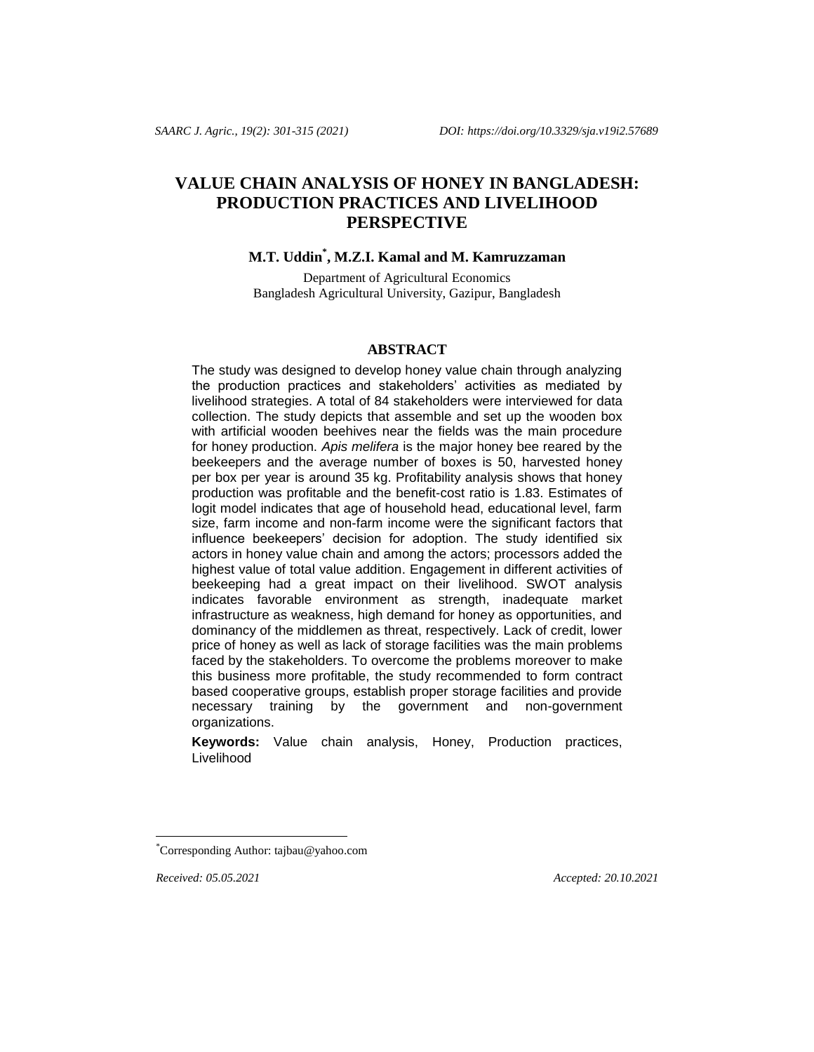# VALUE CHAIN ANALYSIS OF HONEY IN BANGLADESH: PRODUCTION PRACTICES AND LIVELIHOOD PERSPECTIVE

**M.T. Uddin*, M.Z.I. Kamal and M. Kamruzzaman**

Department of Agricultural Economics
Bangladesh Agricultural University, Gazipur, Bangladesh

## ABSTRACT

The study was designed to develop honey value chain through analyzing the production practices and stakeholders' activities as mediated by livelihood strategies. A total of 84 stakeholders were interviewed for data collection. The study depicts that assemble and set up the wooden box with artificial wooden beehives near the fields was the main procedure for honey production. *Apis melifera* is the major honey bee reared by the beekeepers and the average number of boxes is 50, harvested honey per box per year is around 35 kg. Profitability analysis shows that honey production was profitable and the benefit-cost ratio is 1.83. Estimates of logit model indicates that age of household head, educational level, farm size, farm income and non-farm income were the significant factors that influence beekeepers' decision for adoption. The study identified six actors in honey value chain and among the actors; processors added the highest value of total value addition. Engagement in different activities of beekeeping had a great impact on their livelihood. SWOT analysis indicates favorable environment as strength, inadequate market infrastructure as weakness, high demand for honey as opportunities, and dominancy of the middlemen as threat, respectively. Lack of credit, lower price of honey as well as lack of storage facilities was the main problems faced by the stakeholders. To overcome the problems moreover to make this business more profitable, the study recommended to form contract based cooperative groups, establish proper storage facilities and provide necessary training by the government and non-government organizations.

**Keywords:** Value chain analysis, Honey, Production practices, Livelihood

*Corresponding Author: tajbau@yahoo.com

*Received: 05.05.2021* *Accepted: 20.10.2021*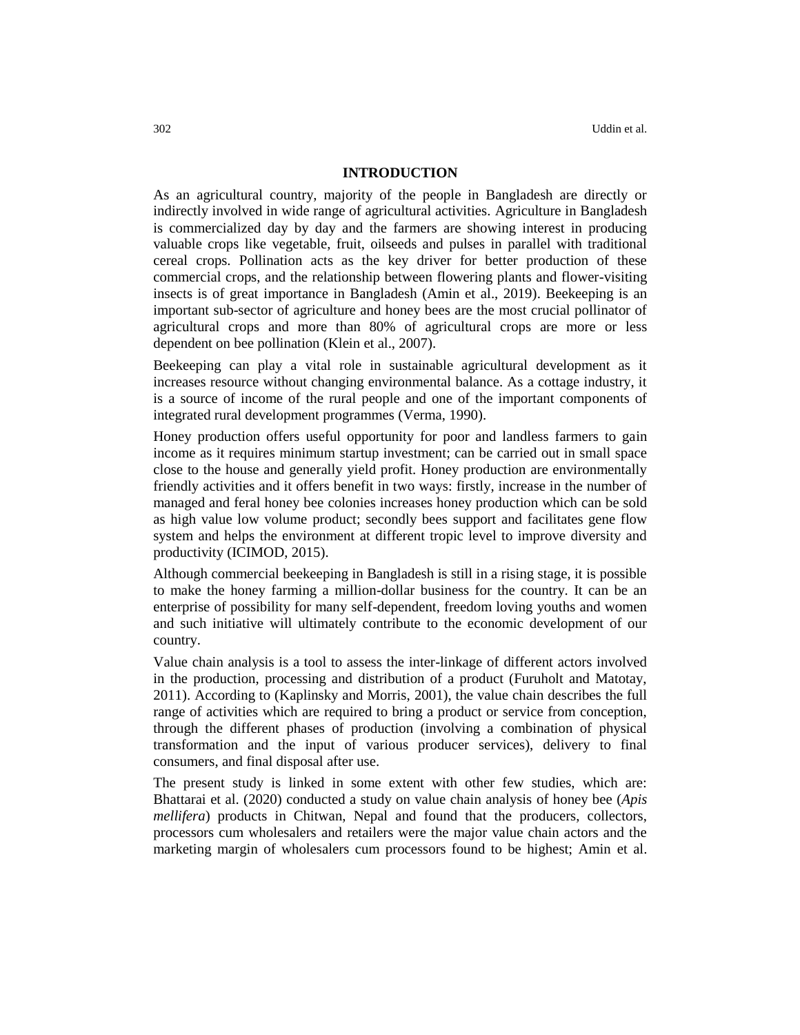## INTRODUCTION

As an agricultural country, majority of the people in Bangladesh are directly or indirectly involved in wide range of agricultural activities. Agriculture in Bangladesh is commercialized day by day and the farmers are showing interest in producing valuable crops like vegetable, fruit, oilseeds and pulses in parallel with traditional cereal crops. Pollination acts as the key driver for better production of these commercial crops, and the relationship between flowering plants and flower-visiting insects is of great importance in Bangladesh (Amin et al., 2019). Beekeeping is an important sub-sector of agriculture and honey bees are the most crucial pollinator of agricultural crops and more than 80% of agricultural crops are more or less dependent on bee pollination (Klein et al., 2007).

Beekeeping can play a vital role in sustainable agricultural development as it increases resource without changing environmental balance. As a cottage industry, it is a source of income of the rural people and one of the important components of integrated rural development programmes (Verma, 1990).

Honey production offers useful opportunity for poor and landless farmers to gain income as it requires minimum startup investment; can be carried out in small space close to the house and generally yield profit. Honey production are environmentally friendly activities and it offers benefit in two ways: firstly, increase in the number of managed and feral honey bee colonies increases honey production which can be sold as high value low volume product; secondly bees support and facilitates gene flow system and helps the environment at different tropic level to improve diversity and productivity (ICIMOD, 2015).

Although commercial beekeeping in Bangladesh is still in a rising stage, it is possible to make the honey farming a million-dollar business for the country. It can be an enterprise of possibility for many self-dependent, freedom loving youths and women and such initiative will ultimately contribute to the economic development of our country.

Value chain analysis is a tool to assess the inter-linkage of different actors involved in the production, processing and distribution of a product (Furuholt and Matotay, 2011). According to (Kaplinsky and Morris, 2001), the value chain describes the full range of activities which are required to bring a product or service from conception, through the different phases of production (involving a combination of physical transformation and the input of various producer services), delivery to final consumers, and final disposal after use.

The present study is linked in some extent with other few studies, which are: Bhattarai et al. (2020) conducted a study on value chain analysis of honey bee (*Apis mellifera*) products in Chitwan, Nepal and found that the producers, collectors, processors cum wholesalers and retailers were the major value chain actors and the marketing margin of wholesalers cum processors found to be highest; Amin et al.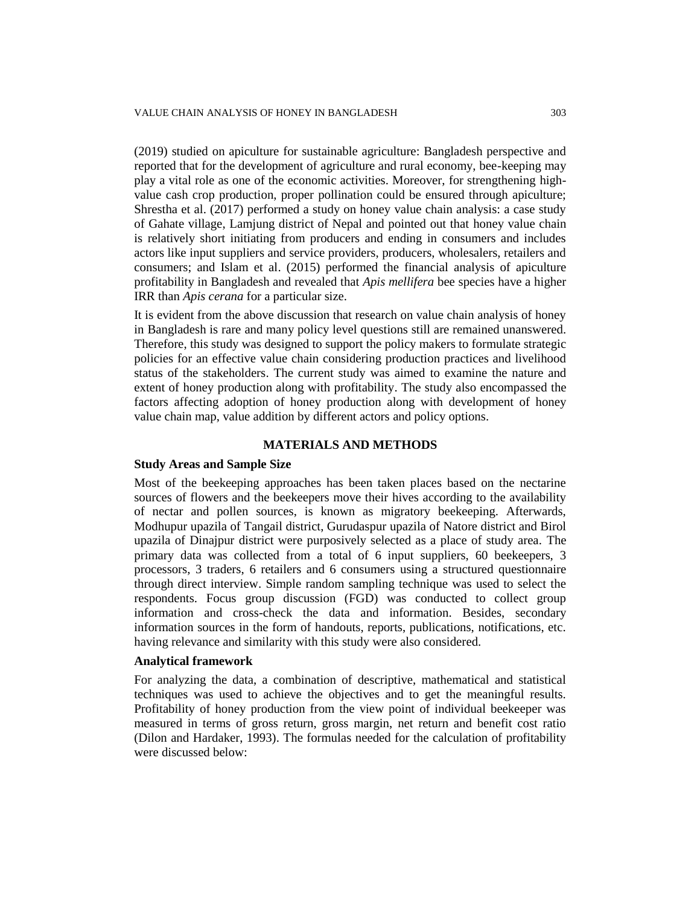(2019) studied on apiculture for sustainable agriculture: Bangladesh perspective and reported that for the development of agriculture and rural economy, bee-keeping may play a vital role as one of the economic activities. Moreover, for strengthening high-value cash crop production, proper pollination could be ensured through apiculture; Shrestha et al. (2017) performed a study on honey value chain analysis: a case study of Gahate village, Lamjung district of Nepal and pointed out that honey value chain is relatively short initiating from producers and ending in consumers and includes actors like input suppliers and service providers, producers, wholesalers, retailers and consumers; and Islam et al. (2015) performed the financial analysis of apiculture profitability in Bangladesh and revealed that *Apis mellifera* bee species have a higher IRR than *Apis cerana* for a particular size.

It is evident from the above discussion that research on value chain analysis of honey in Bangladesh is rare and many policy level questions still are remained unanswered. Therefore, this study was designed to support the policy makers to formulate strategic policies for an effective value chain considering production practices and livelihood status of the stakeholders. The current study was aimed to examine the nature and extent of honey production along with profitability. The study also encompassed the factors affecting adoption of honey production along with development of honey value chain map, value addition by different actors and policy options.

## MATERIALS AND METHODS

### Study Areas and Sample Size

Most of the beekeeping approaches has been taken places based on the nectarine sources of flowers and the beekeepers move their hives according to the availability of nectar and pollen sources, is known as migratory beekeeping. Afterwards, Modhupur upazila of Tangail district, Gurudaspur upazila of Natore district and Birol upazila of Dinajpur district were purposively selected as a place of study area. The primary data was collected from a total of 6 input suppliers, 60 beekeepers, 3 processors, 3 traders, 6 retailers and 6 consumers using a structured questionnaire through direct interview. Simple random sampling technique was used to select the respondents. Focus group discussion (FGD) was conducted to collect group information and cross-check the data and information. Besides, secondary information sources in the form of handouts, reports, publications, notifications, etc. having relevance and similarity with this study were also considered.

### Analytical framework

For analyzing the data, a combination of descriptive, mathematical and statistical techniques was used to achieve the objectives and to get the meaningful results. Profitability of honey production from the view point of individual beekeeper was measured in terms of gross return, gross margin, net return and benefit cost ratio (Dilon and Hardaker, 1993). The formulas needed for the calculation of profitability were discussed below: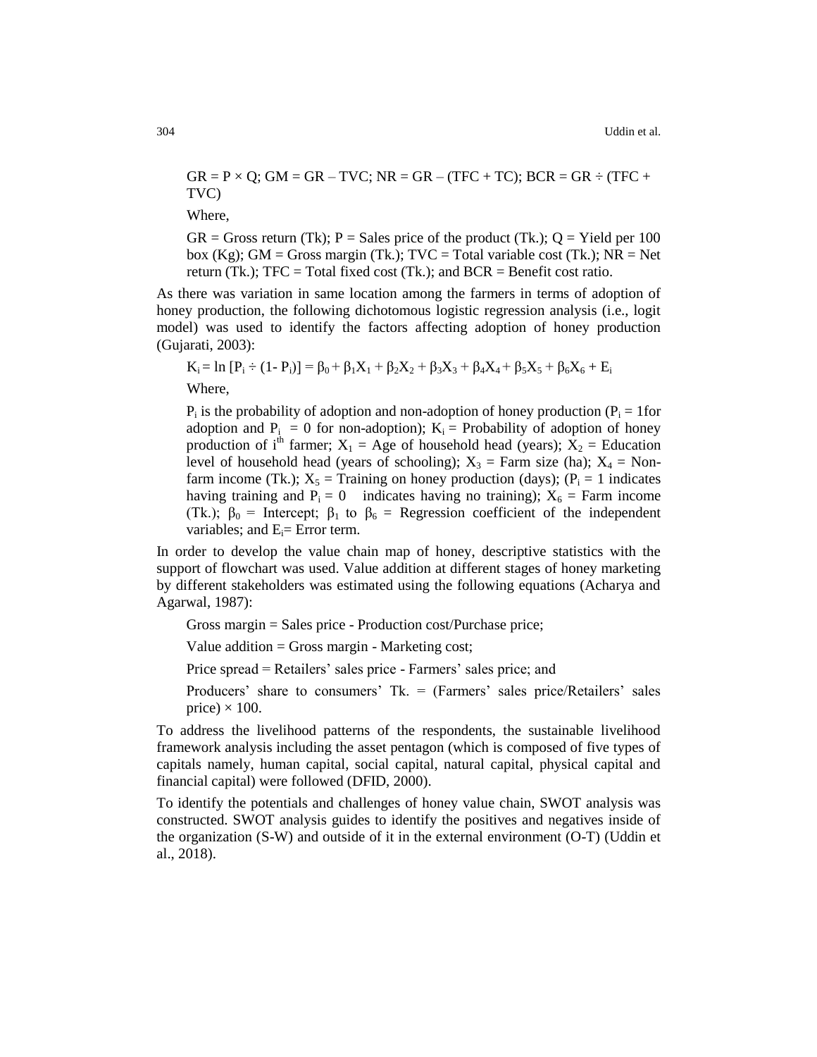$$GR = P \times Q;\ GM = GR - TVC;\ NR = GR - (TFC + TC);\ BCR = GR \div (TFC + TVC)$$

Where,

GR = Gross return (Tk); P = Sales price of the product (Tk.); Q = Yield per 100 box (Kg); GM = Gross margin (Tk.); TVC = Total variable cost (Tk.); NR = Net return (Tk.); TFC = Total fixed cost (Tk.); and BCR = Benefit cost ratio.

As there was variation in same location among the farmers in terms of adoption of honey production, the following dichotomous logistic regression analysis (i.e., logit model) was used to identify the factors affecting adoption of honey production (Gujarati, 2003):

$$K_i = \ln [P_i \div (1 - P_i)] = \beta_0 + \beta_1 X_1 + \beta_2 X_2 + \beta_3 X_3 + \beta_4 X_4 + \beta_5 X_5 + \beta_6 X_6 + E_i$$

Where,

$P_i$ is the probability of adoption and non-adoption of honey production ($P_i = 1$ for adoption and $P_i = 0$ for non-adoption); $K_i$ = Probability of adoption of honey production of $i^{th}$ farmer; $X_1$ = Age of household head (years); $X_2$ = Education level of household head (years of schooling); $X_3$ = Farm size (ha); $X_4$ = Non-farm income (Tk.); $X_5$ = Training on honey production (days); ($P_i = 1$ indicates having training and $P_i = 0$ indicates having no training); $X_6$ = Farm income (Tk.); $\beta_0$ = Intercept; $\beta_1$ to $\beta_6$ = Regression coefficient of the independent variables; and $E_i$= Error term.

In order to develop the value chain map of honey, descriptive statistics with the support of flowchart was used. Value addition at different stages of honey marketing by different stakeholders was estimated using the following equations (Acharya and Agarwal, 1987):

Gross margin = Sales price - Production cost/Purchase price;

Value addition = Gross margin - Marketing cost;

Price spread = Retailers' sales price - Farmers' sales price; and

Producers' share to consumers' Tk. = (Farmers' sales price/Retailers' sales price) × 100.

To address the livelihood patterns of the respondents, the sustainable livelihood framework analysis including the asset pentagon (which is composed of five types of capitals namely, human capital, social capital, natural capital, physical capital and financial capital) were followed (DFID, 2000).

To identify the potentials and challenges of honey value chain, SWOT analysis was constructed. SWOT analysis guides to identify the positives and negatives inside of the organization (S-W) and outside of it in the external environment (O-T) (Uddin et al., 2018).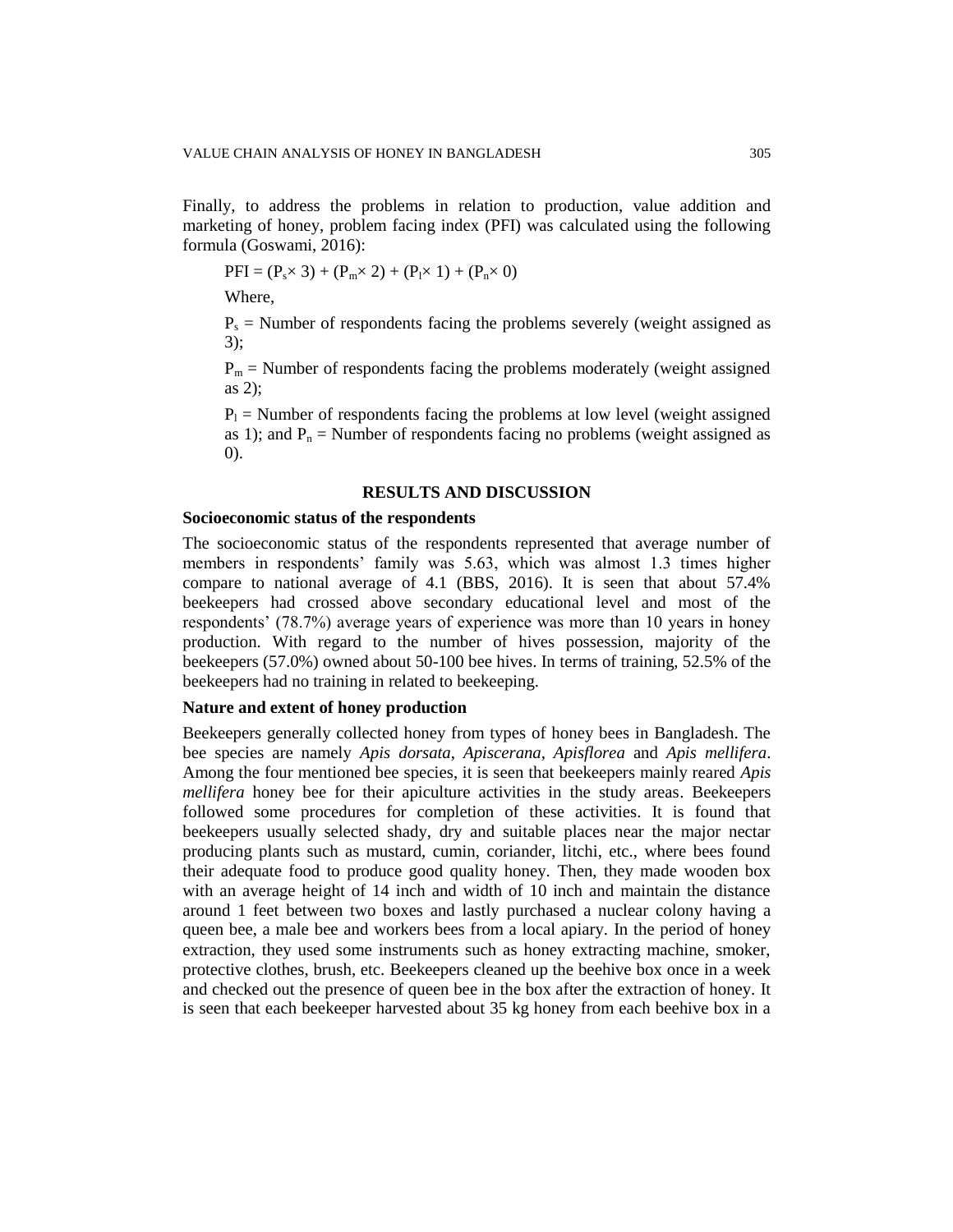Finally, to address the problems in relation to production, value addition and marketing of honey, problem facing index (PFI) was calculated using the following formula (Goswami, 2016):

$$PFI = (P_s \times 3) + (P_m \times 2) + (P_l \times 1) + (P_n \times 0)$$

Where,

$P_s$ = Number of respondents facing the problems severely (weight assigned as 3);

$P_m$ = Number of respondents facing the problems moderately (weight assigned as 2);

$P_l$ = Number of respondents facing the problems at low level (weight assigned as 1); and $P_n$ = Number of respondents facing no problems (weight assigned as 0).

## RESULTS AND DISCUSSION

### Socioeconomic status of the respondents

The socioeconomic status of the respondents represented that average number of members in respondents' family was 5.63, which was almost 1.3 times higher compare to national average of 4.1 (BBS, 2016). It is seen that about 57.4% beekeepers had crossed above secondary educational level and most of the respondents' (78.7%) average years of experience was more than 10 years in honey production. With regard to the number of hives possession, majority of the beekeepers (57.0%) owned about 50-100 bee hives. In terms of training, 52.5% of the beekeepers had no training in related to beekeeping.

### Nature and extent of honey production

Beekeepers generally collected honey from types of honey bees in Bangladesh. The bee species are namely *Apis dorsata*, *Apiscerana*, *Apisflorea* and *Apis mellifera*. Among the four mentioned bee species, it is seen that beekeepers mainly reared *Apis mellifera* honey bee for their apiculture activities in the study areas. Beekeepers followed some procedures for completion of these activities. It is found that beekeepers usually selected shady, dry and suitable places near the major nectar producing plants such as mustard, cumin, coriander, litchi, etc., where bees found their adequate food to produce good quality honey. Then, they made wooden box with an average height of 14 inch and width of 10 inch and maintain the distance around 1 feet between two boxes and lastly purchased a nuclear colony having a queen bee, a male bee and workers bees from a local apiary. In the period of honey extraction, they used some instruments such as honey extracting machine, smoker, protective clothes, brush, etc. Beekeepers cleaned up the beehive box once in a week and checked out the presence of queen bee in the box after the extraction of honey. It is seen that each beekeeper harvested about 35 kg honey from each beehive box in a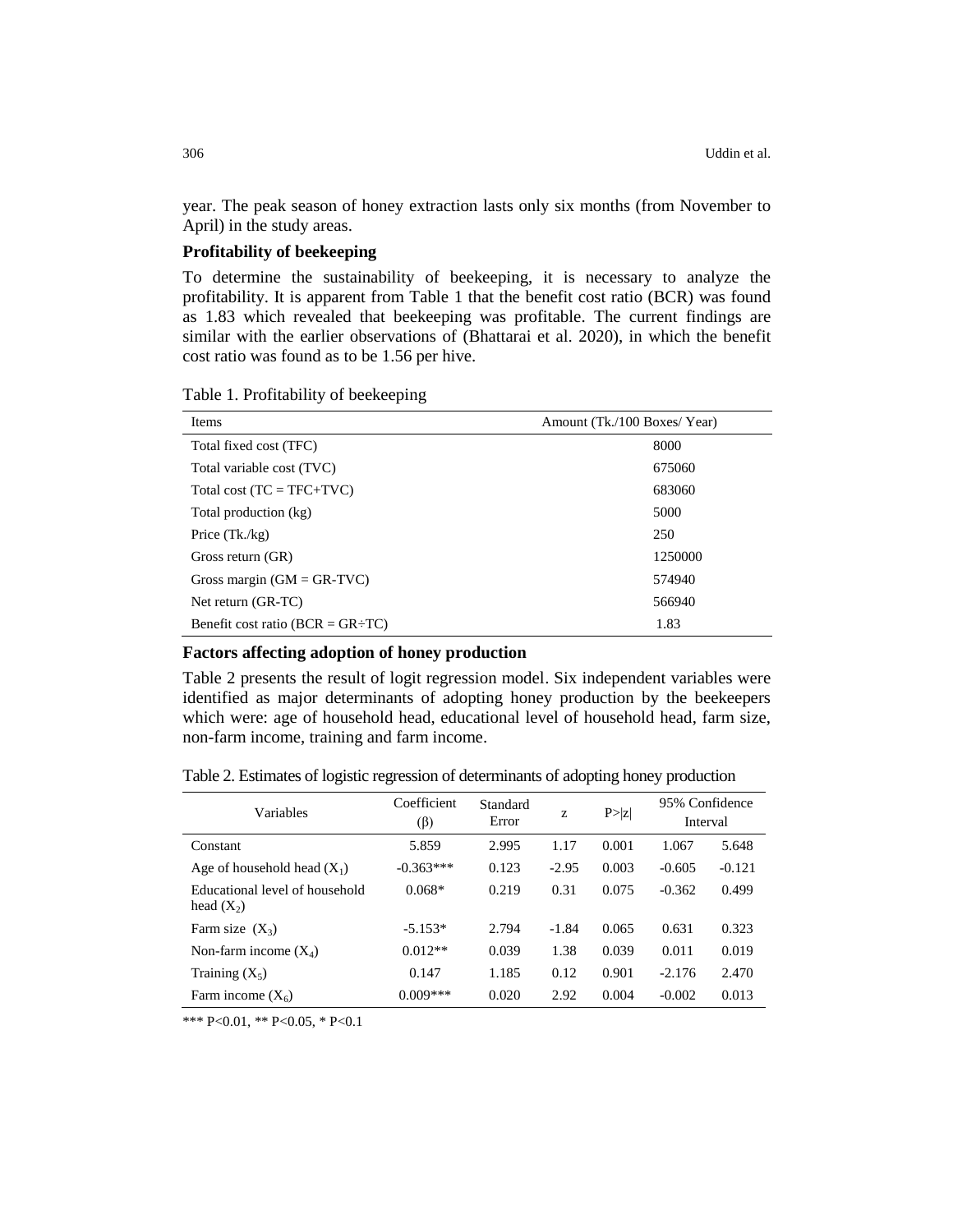year. The peak season of honey extraction lasts only six months (from November to April) in the study areas.

**Profitability of beekeeping**

To determine the sustainability of beekeeping, it is necessary to analyze the profitability. It is apparent from Table 1 that the benefit cost ratio (BCR) was found as 1.83 which revealed that beekeeping was profitable. The current findings are similar with the earlier observations of (Bhattarai et al. 2020), in which the benefit cost ratio was found as to be 1.56 per hive.

Table 1. Profitability of beekeeping

| Items | Amount (Tk./100 Boxes/ Year) |
|---|---|
| Total fixed cost (TFC) | 8000 |
| Total variable cost (TVC) | 675060 |
| Total cost (TC = TFC+TVC) | 683060 |
| Total production (kg) | 5000 |
| Price (Tk./kg) | 250 |
| Gross return (GR) | 1250000 |
| Gross margin (GM = GR-TVC) | 574940 |
| Net return (GR-TC) | 566940 |
| Benefit cost ratio (BCR = GR÷TC) | 1.83 |

**Factors affecting adoption of honey production**

Table 2 presents the result of logit regression model. Six independent variables were identified as major determinants of adopting honey production by the beekeepers which were: age of household head, educational level of household head, farm size, non-farm income, training and farm income.

Table 2. Estimates of logistic regression of determinants of adopting honey production

| Variables | Coefficient (β) | Standard Error | z | P>\|z\| | 95% Confidence Interval | |
|---|---|---|---|---|---|---|
| Constant | 5.859 | 2.995 | 1.17 | 0.001 | 1.067 | 5.648 |
| Age of household head ($X_1$) | -0.363*** | 0.123 | -2.95 | 0.003 | -0.605 | -0.121 |
| Educational level of household head ($X_2$) | 0.068* | 0.219 | 0.31 | 0.075 | -0.362 | 0.499 |
| Farm size ($X_3$) | -5.153* | 2.794 | -1.84 | 0.065 | 0.631 | 0.323 |
| Non-farm income ($X_4$) | 0.012** | 0.039 | 1.38 | 0.039 | 0.011 | 0.019 |
| Training ($X_5$) | 0.147 | 1.185 | 0.12 | 0.901 | -2.176 | 2.470 |
| Farm income ($X_6$) | 0.009*** | 0.020 | 2.92 | 0.004 | -0.002 | 0.013 |

*** P<0.01, ** P<0.05, * P<0.1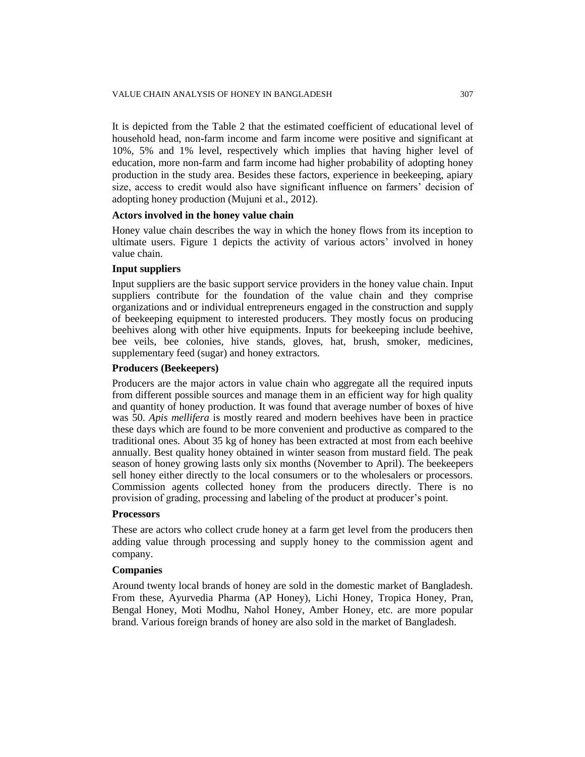It is depicted from the Table 2 that the estimated coefficient of educational level of household head, non-farm income and farm income were positive and significant at 10%, 5% and 1% level, respectively which implies that having higher level of education, more non-farm and farm income had higher probability of adopting honey production in the study area. Besides these factors, experience in beekeeping, apiary size, access to credit would also have significant influence on farmers' decision of adopting honey production (Mujuni et al., 2012).

**Actors involved in the honey value chain**

Honey value chain describes the way in which the honey flows from its inception to ultimate users. Figure 1 depicts the activity of various actors' involved in honey value chain.

**Input suppliers**

Input suppliers are the basic support service providers in the honey value chain. Input suppliers contribute for the foundation of the value chain and they comprise organizations and or individual entrepreneurs engaged in the construction and supply of beekeeping equipment to interested producers. They mostly focus on producing beehives along with other hive equipments. Inputs for beekeeping include beehive, bee veils, bee colonies, hive stands, gloves, hat, brush, smoker, medicines, supplementary feed (sugar) and honey extractors.

**Producers (Beekeepers)**

Producers are the major actors in value chain who aggregate all the required inputs from different possible sources and manage them in an efficient way for high quality and quantity of honey production. It was found that average number of boxes of hive was 50. *Apis mellifera* is mostly reared and modern beehives have been in practice these days which are found to be more convenient and productive as compared to the traditional ones. About 35 kg of honey has been extracted at most from each beehive annually. Best quality honey obtained in winter season from mustard field. The peak season of honey growing lasts only six months (November to April). The beekeepers sell honey either directly to the local consumers or to the wholesalers or processors. Commission agents collected honey from the producers directly. There is no provision of grading, processing and labeling of the product at producer's point.

**Processors**

These are actors who collect crude honey at a farm get level from the producers then adding value through processing and supply honey to the commission agent and company.

**Companies**

Around twenty local brands of honey are sold in the domestic market of Bangladesh. From these, Ayurvedia Pharma (AP Honey), Lichi Honey, Tropica Honey, Pran, Bengal Honey, Moti Modhu, Nahol Honey, Amber Honey, etc. are more popular brand. Various foreign brands of honey are also sold in the market of Bangladesh.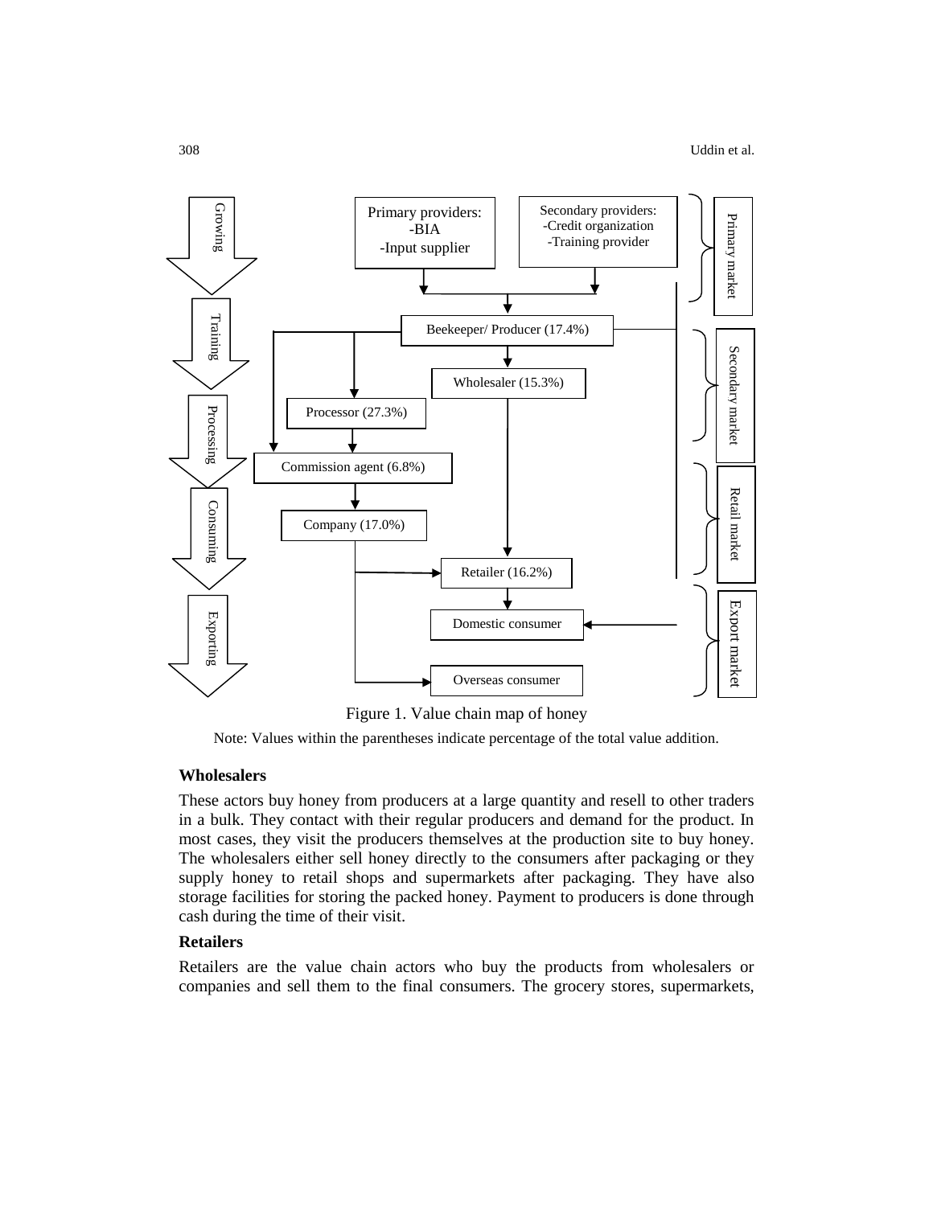Figure 1. Value chain map of honey

Note: Values within the parentheses indicate percentage of the total value addition.

**Wholesalers**

These actors buy honey from producers at a large quantity and resell to other traders in a bulk. They contact with their regular producers and demand for the product. In most cases, they visit the producers themselves at the production site to buy honey. The wholesalers either sell honey directly to the consumers after packaging or they supply honey to retail shops and supermarkets after packaging. They have also storage facilities for storing the packed honey. Payment to producers is done through cash during the time of their visit.

**Retailers**

Retailers are the value chain actors who buy the products from wholesalers or companies and sell them to the final consumers. The grocery stores, supermarkets,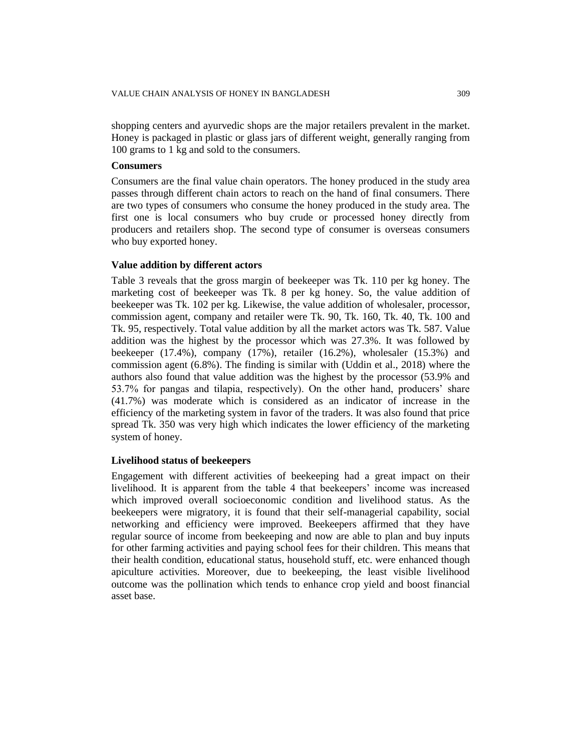shopping centers and ayurvedic shops are the major retailers prevalent in the market. Honey is packaged in plastic or glass jars of different weight, generally ranging from 100 grams to 1 kg and sold to the consumers.

### Consumers

Consumers are the final value chain operators. The honey produced in the study area passes through different chain actors to reach on the hand of final consumers. There are two types of consumers who consume the honey produced in the study area. The first one is local consumers who buy crude or processed honey directly from producers and retailers shop. The second type of consumer is overseas consumers who buy exported honey.

### Value addition by different actors

Table 3 reveals that the gross margin of beekeeper was Tk. 110 per kg honey. The marketing cost of beekeeper was Tk. 8 per kg honey. So, the value addition of beekeeper was Tk. 102 per kg. Likewise, the value addition of wholesaler, processor, commission agent, company and retailer were Tk. 90, Tk. 160, Tk. 40, Tk. 100 and Tk. 95, respectively. Total value addition by all the market actors was Tk. 587. Value addition was the highest by the processor which was 27.3%. It was followed by beekeeper (17.4%), company (17%), retailer (16.2%), wholesaler (15.3%) and commission agent (6.8%). The finding is similar with (Uddin et al., 2018) where the authors also found that value addition was the highest by the processor (53.9% and 53.7% for pangas and tilapia, respectively). On the other hand, producers' share (41.7%) was moderate which is considered as an indicator of increase in the efficiency of the marketing system in favor of the traders. It was also found that price spread Tk. 350 was very high which indicates the lower efficiency of the marketing system of honey.

### Livelihood status of beekeepers

Engagement with different activities of beekeeping had a great impact on their livelihood. It is apparent from the table 4 that beekeepers' income was increased which improved overall socioeconomic condition and livelihood status. As the beekeepers were migratory, it is found that their self-managerial capability, social networking and efficiency were improved. Beekeepers affirmed that they have regular source of income from beekeeping and now are able to plan and buy inputs for other farming activities and paying school fees for their children. This means that their health condition, educational status, household stuff, etc. were enhanced though apiculture activities. Moreover, due to beekeeping, the least visible livelihood outcome was the pollination which tends to enhance crop yield and boost financial asset base.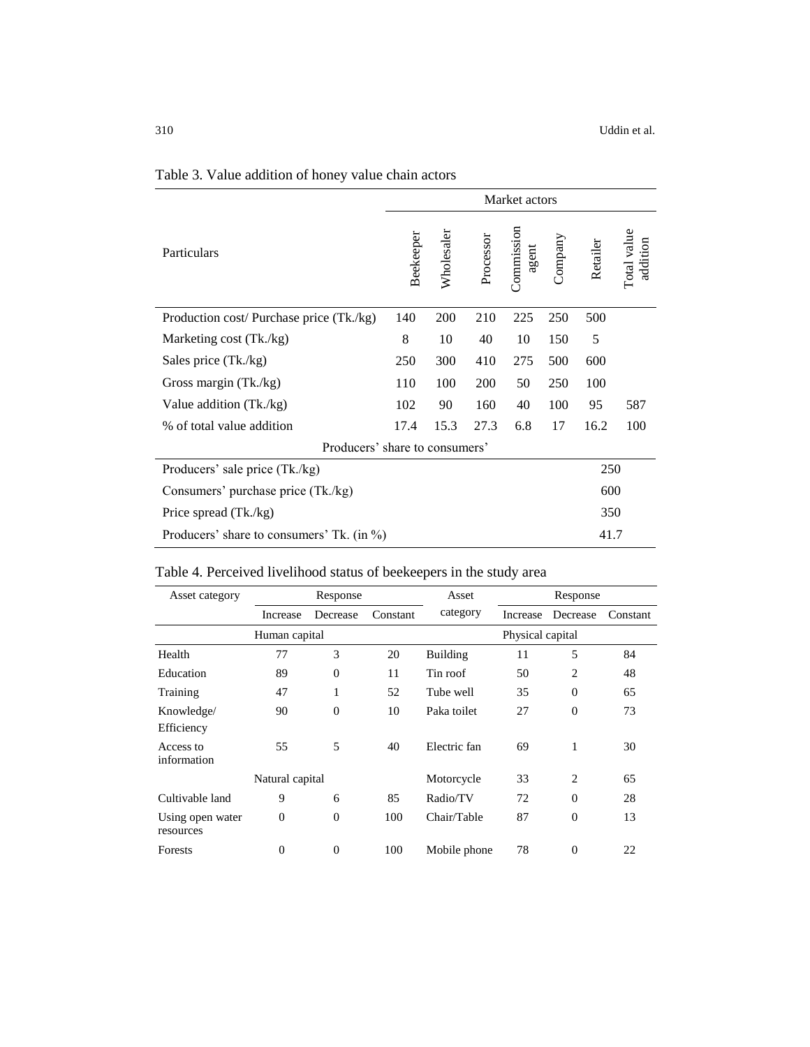Table 3. Value addition of honey value chain actors

| Particulars | Beekeeper | Wholesaler | Processor | Commission agent | Company | Retailer | Total value addition |
|---|---|---|---|---|---|---|---|
| | Market actors | | | | | | |
| Production cost/ Purchase price (Tk./kg) | 140 | 200 | 210 | 225 | 250 | 500 | |
| Marketing cost (Tk./kg) | 8 | 10 | 40 | 10 | 150 | 5 | |
| Sales price (Tk./kg) | 250 | 300 | 410 | 275 | 500 | 600 | |
| Gross margin (Tk./kg) | 110 | 100 | 200 | 50 | 250 | 100 | |
| Value addition (Tk./kg) | 102 | 90 | 160 | 40 | 100 | 95 | 587 |
| % of total value addition | 17.4 | 15.3 | 27.3 | 6.8 | 17 | 16.2 | 100 |
| Producers' share to consumers' | | | | | | | |
| Producers' sale price (Tk./kg) | | | | | | 250 | |
| Consumers' purchase price (Tk./kg) | | | | | | 600 | |
| Price spread (Tk./kg) | | | | | | 350 | |
| Producers' share to consumers' Tk. (in %) | | | | | | 41.7 | |

Table 4. Perceived livelihood status of beekeepers in the study area

| Asset category | Response | | | Asset category | Response | | |
|---|---|---|---|---|---|---|---|
| | Increase | Decrease | Constant | | Increase | Decrease | Constant |
| | Human capital | | | | Physical capital | | |
| Health | 77 | 3 | 20 | Building | 11 | 5 | 84 |
| Education | 89 | 0 | 11 | Tin roof | 50 | 2 | 48 |
| Training | 47 | 1 | 52 | Tube well | 35 | 0 | 65 |
| Knowledge/ Efficiency | 90 | 0 | 10 | Paka toilet | 27 | 0 | 73 |
| Access to information | 55 | 5 | 40 | Electric fan | 69 | 1 | 30 |
| | Natural capital | | | Motorcycle | 33 | 2 | 65 |
| Cultivable land | 9 | 6 | 85 | Radio/TV | 72 | 0 | 28 |
| Using open water resources | 0 | 0 | 100 | Chair/Table | 87 | 0 | 13 |
| Forests | 0 | 0 | 100 | Mobile phone | 78 | 0 | 22 |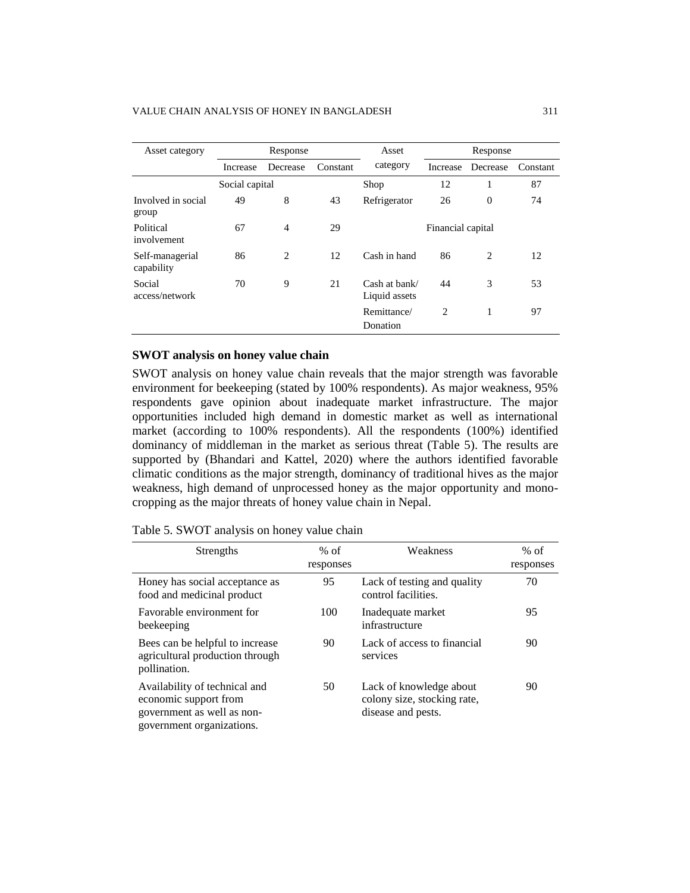| Asset category | Response | | | Asset category | Response | | |
|---|---|---|---|---|---|---|---|
| | Increase | Decrease | Constant | | Increase | Decrease | Constant |
| | Social capital | | | Shop | 12 | 1 | 87 |
| Involved in social group | 49 | 8 | 43 | Refrigerator | 26 | 0 | 74 |
| Political involvement | 67 | 4 | 29 | | Financial capital | | |
| Self-managerial capability | 86 | 2 | 12 | Cash in hand | 86 | 2 | 12 |
| Social access/network | 70 | 9 | 21 | Cash at bank/ Liquid assets | 44 | 3 | 53 |
| | | | | Remittance/ Donation | 2 | 1 | 97 |

**SWOT analysis on honey value chain**

SWOT analysis on honey value chain reveals that the major strength was favorable environment for beekeeping (stated by 100% respondents). As major weakness, 95% respondents gave opinion about inadequate market infrastructure. The major opportunities included high demand in domestic market as well as international market (according to 100% respondents). All the respondents (100%) identified dominancy of middleman in the market as serious threat (Table 5). The results are supported by (Bhandari and Kattel, 2020) where the authors identified favorable climatic conditions as the major strength, dominancy of traditional hives as the major weakness, high demand of unprocessed honey as the major opportunity and mono-cropping as the major threats of honey value chain in Nepal.

Table 5. SWOT analysis on honey value chain

| Strengths | % of responses | Weakness | % of responses |
|---|---|---|---|
| Honey has social acceptance as food and medicinal product | 95 | Lack of testing and quality control facilities. | 70 |
| Favorable environment for beekeeping | 100 | Inadequate market infrastructure | 95 |
| Bees can be helpful to increase agricultural production through pollination. | 90 | Lack of access to financial services | 90 |
| Availability of technical and economic support from government as well as non-government organizations. | 50 | Lack of knowledge about colony size, stocking rate, disease and pests. | 90 |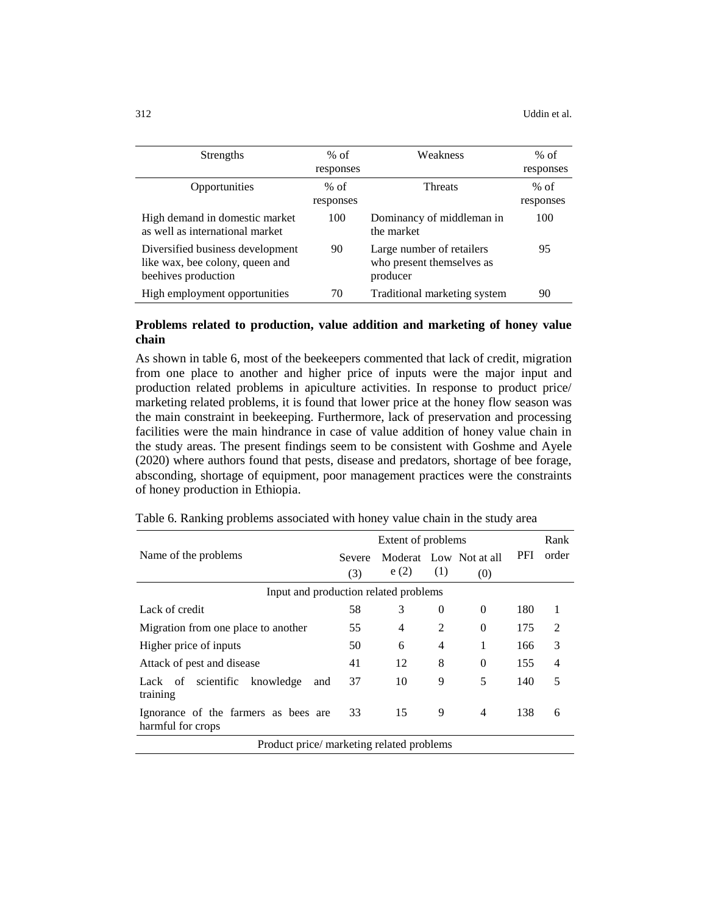| Strengths | % of responses | Weakness | % of responses |
|---|---|---|---|
| Opportunities | % of responses | Threats | % of responses |
| High demand in domestic market as well as international market | 100 | Dominancy of middleman in the market | 100 |
| Diversified business development like wax, bee colony, queen and beehives production | 90 | Large number of retailers who present themselves as producer | 95 |
| High employment opportunities | 70 | Traditional marketing system | 90 |

**Problems related to production, value addition and marketing of honey value chain**

As shown in table 6, most of the beekeepers commented that lack of credit, migration from one place to another and higher price of inputs were the major input and production related problems in apiculture activities. In response to product price/ marketing related problems, it is found that lower price at the honey flow season was the main constraint in beekeeping. Furthermore, lack of preservation and processing facilities were the main hindrance in case of value addition of honey value chain in the study areas. The present findings seem to be consistent with Goshme and Ayele (2020) where authors found that pests, disease and predators, shortage of bee forage, absconding, shortage of equipment, poor management practices were the constraints of honey production in Ethiopia.

Table 6. Ranking problems associated with honey value chain in the study area

| Name of the problems | Extent of problems | | | | PFI | Rank order |
|---|---|---|---|---|---|---|
| | Severe (3) | Moderate (2) | Low (1) | Not at all (0) | | |
| Input and production related problems | | | | | | |
| Lack of credit | 58 | 3 | 0 | 0 | 180 | 1 |
| Migration from one place to another | 55 | 4 | 2 | 0 | 175 | 2 |
| Higher price of inputs | 50 | 6 | 4 | 1 | 166 | 3 |
| Attack of pest and disease | 41 | 12 | 8 | 0 | 155 | 4 |
| Lack of scientific knowledge and training | 37 | 10 | 9 | 5 | 140 | 5 |
| Ignorance of the farmers as bees are harmful for crops | 33 | 15 | 9 | 4 | 138 | 6 |
| Product price/ marketing related problems | | | | | | |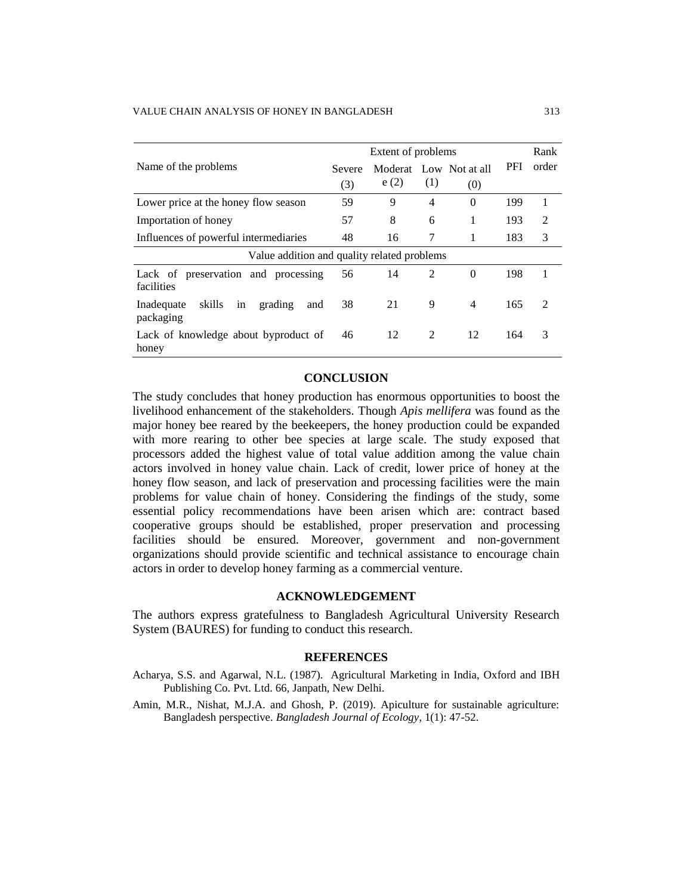| Name of the problems | Extent of problems | | | | PFI | Rank order |
|---|---|---|---|---|---|---|
| | Severe (3) | Moderate (2) | Low (1) | Not at all (0) | | |
| Lower price at the honey flow season | 59 | 9 | 4 | 0 | 199 | 1 |
| Importation of honey | 57 | 8 | 6 | 1 | 193 | 2 |
| Influences of powerful intermediaries | 48 | 16 | 7 | 1 | 183 | 3 |
| Value addition and quality related problems | | | | | | |
| Lack of preservation and processing facilities | 56 | 14 | 2 | 0 | 198 | 1 |
| Inadequate skills in grading and packaging | 38 | 21 | 9 | 4 | 165 | 2 |
| Lack of knowledge about byproduct of honey | 46 | 12 | 2 | 12 | 164 | 3 |

## CONCLUSION

The study concludes that honey production has enormous opportunities to boost the livelihood enhancement of the stakeholders. Though *Apis mellifera* was found as the major honey bee reared by the beekeepers, the honey production could be expanded with more rearing to other bee species at large scale. The study exposed that processors added the highest value of total value addition among the value chain actors involved in honey value chain. Lack of credit, lower price of honey at the honey flow season, and lack of preservation and processing facilities were the main problems for value chain of honey. Considering the findings of the study, some essential policy recommendations have been arisen which are: contract based cooperative groups should be established, proper preservation and processing facilities should be ensured. Moreover, government and non-government organizations should provide scientific and technical assistance to encourage chain actors in order to develop honey farming as a commercial venture.

## ACKNOWLEDGEMENT

The authors express gratefulness to Bangladesh Agricultural University Research System (BAURES) for funding to conduct this research.

## REFERENCES

Acharya, S.S. and Agarwal, N.L. (1987). Agricultural Marketing in India, Oxford and IBH Publishing Co. Pvt. Ltd. 66, Janpath, New Delhi.

Amin, M.R., Nishat, M.J.A. and Ghosh, P. (2019). Apiculture for sustainable agriculture: Bangladesh perspective. *Bangladesh Journal of Ecology,* 1(1): 47-52.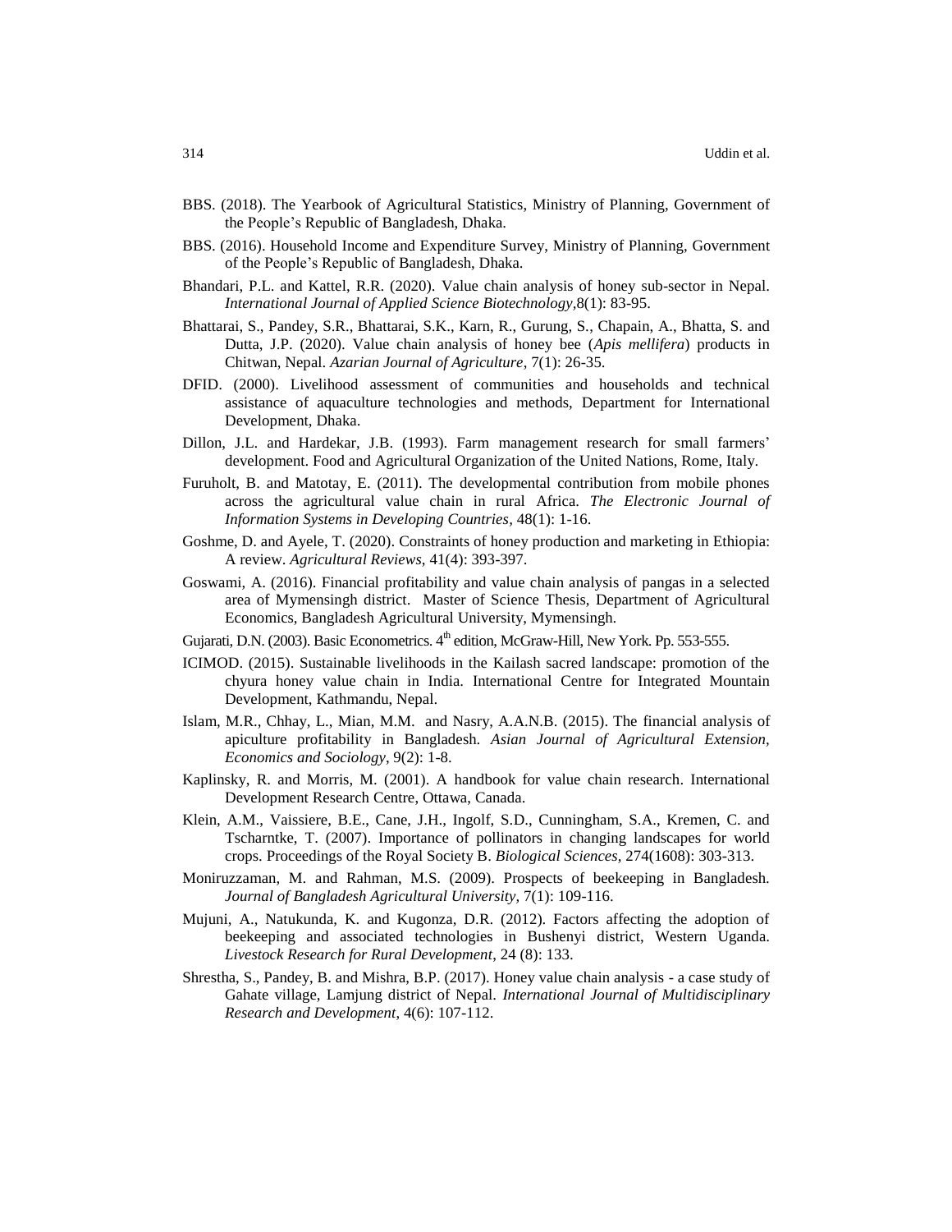BBS. (2018). The Yearbook of Agricultural Statistics, Ministry of Planning, Government of the People's Republic of Bangladesh, Dhaka.

BBS. (2016). Household Income and Expenditure Survey, Ministry of Planning, Government of the People's Republic of Bangladesh, Dhaka.

Bhandari, P.L. and Kattel, R.R. (2020). Value chain analysis of honey sub-sector in Nepal. *International Journal of Applied Science Biotechnology*,8(1): 83-95.

Bhattarai, S., Pandey, S.R., Bhattarai, S.K., Karn, R., Gurung, S., Chapain, A., Bhatta, S. and Dutta, J.P. (2020). Value chain analysis of honey bee (*Apis mellifera*) products in Chitwan, Nepal. *Azarian Journal of Agriculture*, 7(1): 26-35.

DFID. (2000). Livelihood assessment of communities and households and technical assistance of aquaculture technologies and methods, Department for International Development, Dhaka.

Dillon, J.L. and Hardekar, J.B. (1993). Farm management research for small farmers' development. Food and Agricultural Organization of the United Nations, Rome, Italy.

Furuholt, B. and Matotay, E. (2011). The developmental contribution from mobile phones across the agricultural value chain in rural Africa. *The Electronic Journal of Information Systems in Developing Countries*, 48(1): 1-16.

Goshme, D. and Ayele, T. (2020). Constraints of honey production and marketing in Ethiopia: A review. *Agricultural Reviews*, 41(4): 393-397.

Goswami, A. (2016). Financial profitability and value chain analysis of pangas in a selected area of Mymensingh district. Master of Science Thesis, Department of Agricultural Economics, Bangladesh Agricultural University, Mymensingh.

Gujarati, D.N. (2003). Basic Econometrics. 4th edition, McGraw-Hill, New York. Pp. 553-555.

ICIMOD. (2015). Sustainable livelihoods in the Kailash sacred landscape: promotion of the chyura honey value chain in India. International Centre for Integrated Mountain Development, Kathmandu, Nepal.

Islam, M.R., Chhay, L., Mian, M.M. and Nasry, A.A.N.B. (2015). The financial analysis of apiculture profitability in Bangladesh. *Asian Journal of Agricultural Extension, Economics and Sociology*, 9(2): 1-8.

Kaplinsky, R. and Morris, M. (2001). A handbook for value chain research. International Development Research Centre, Ottawa, Canada.

Klein, A.M., Vaissiere, B.E., Cane, J.H., Ingolf, S.D., Cunningham, S.A., Kremen, C. and Tscharntke, T. (2007). Importance of pollinators in changing landscapes for world crops. Proceedings of the Royal Society B. *Biological Sciences*, 274(1608): 303-313.

Moniruzzaman, M. and Rahman, M.S. (2009). Prospects of beekeeping in Bangladesh. *Journal of Bangladesh Agricultural University*, 7(1): 109-116.

Mujuni, A., Natukunda, K. and Kugonza, D.R. (2012). Factors affecting the adoption of beekeeping and associated technologies in Bushenyi district, Western Uganda. *Livestock Research for Rural Development*, 24 (8): 133.

Shrestha, S., Pandey, B. and Mishra, B.P. (2017). Honey value chain analysis - a case study of Gahate village, Lamjung district of Nepal. *International Journal of Multidisciplinary Research and Development*, 4(6): 107-112.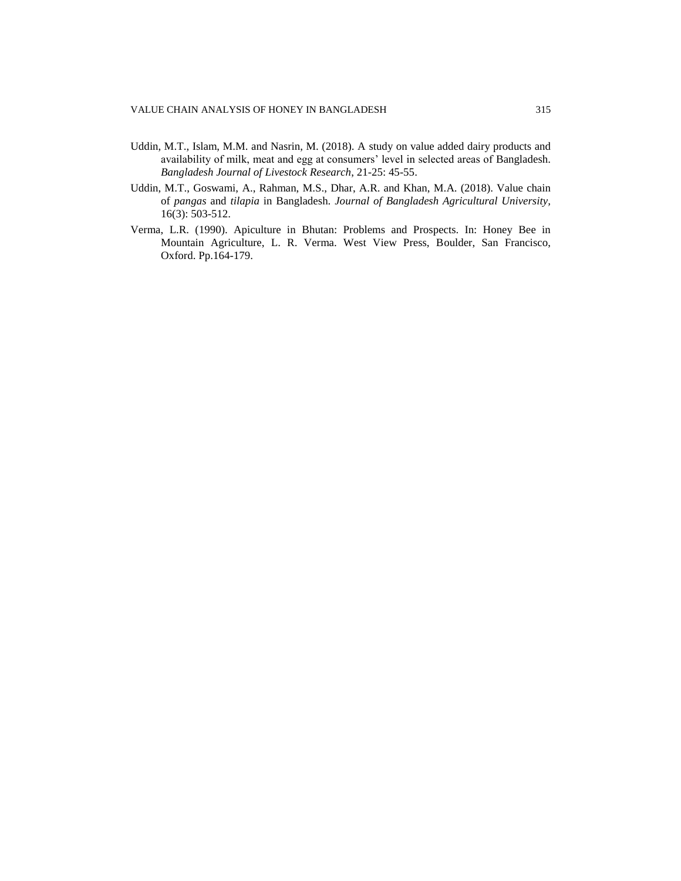Uddin, M.T., Islam, M.M. and Nasrin, M. (2018). A study on value added dairy products and availability of milk, meat and egg at consumers' level in selected areas of Bangladesh. *Bangladesh Journal of Livestock Research*, 21-25: 45-55.

Uddin, M.T., Goswami, A., Rahman, M.S., Dhar, A.R. and Khan, M.A. (2018). Value chain of *pangas* and *tilapia* in Bangladesh. *Journal of Bangladesh Agricultural University*, 16(3): 503-512.

Verma, L.R. (1990). Apiculture in Bhutan: Problems and Prospects. In: Honey Bee in Mountain Agriculture, L. R. Verma. West View Press, Boulder, San Francisco, Oxford. Pp.164-179.